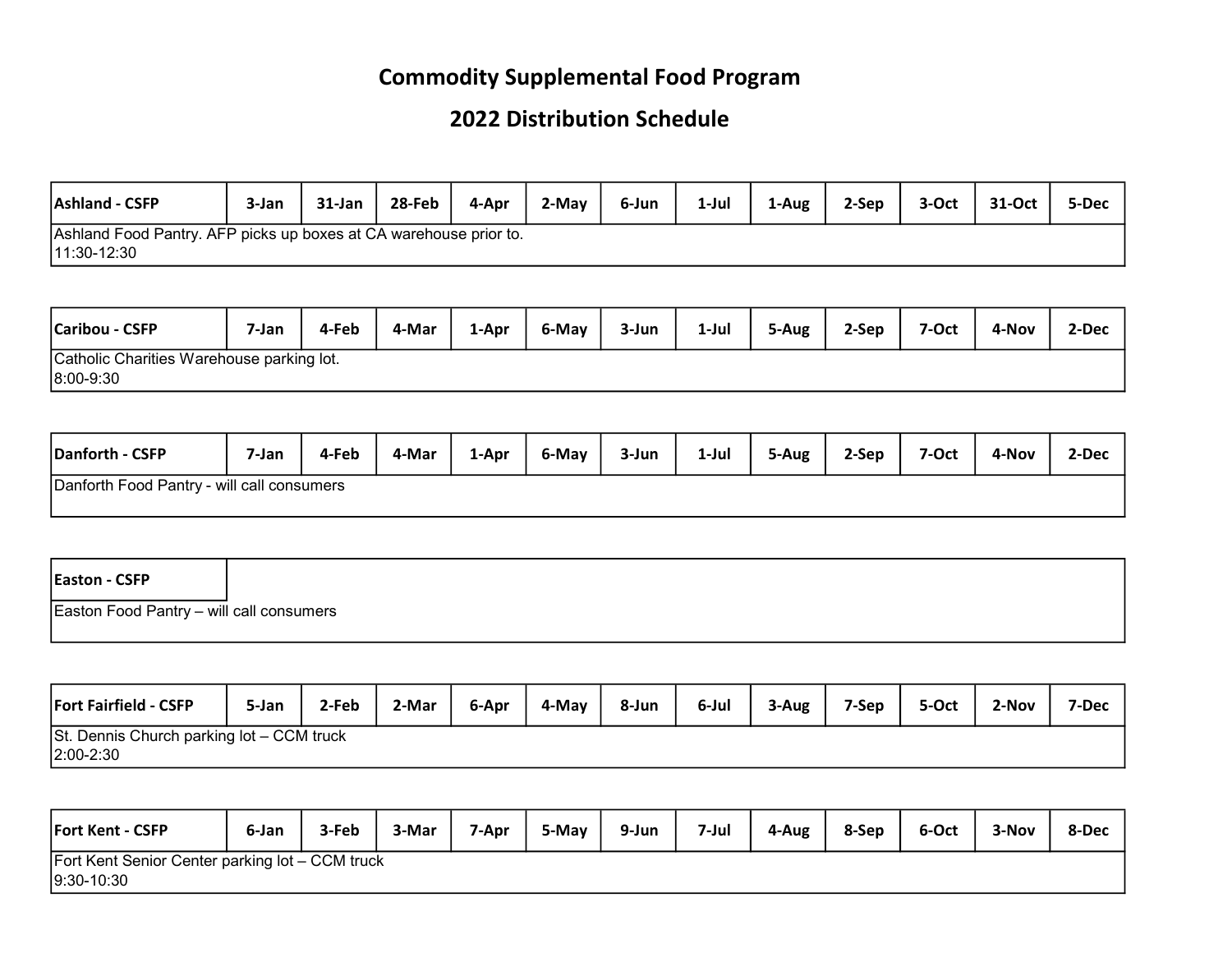# Commodity Supplemental Food Program

## 2022 Distribution Schedule

| Ashland - CSFP | 3-Jan | 31-Jan | 28-Feb | 4-Apr | 2-May | 6-Jun | 1-Jul | 1-Aug | 2-Sep | 3-Oct | 31-Oct | 5-Dec |
|---|---|---|---|---|---|---|---|---|---|---|---|---|
| Ashland Food Pantry. AFP picks up boxes at CA warehouse prior to.<br>11:30-12:30 | | | | | | | | | | | | |

| Caribou - CSFP | 7-Jan | 4-Feb | 4-Mar | 1-Apr | 6-May | 3-Jun | 1-Jul | 5-Aug | 2-Sep | 7-Oct | 4-Nov | 2-Dec |
|---|---|---|---|---|---|---|---|---|---|---|---|---|
| Catholic Charities Warehouse parking lot.<br>8:00-9:30 | | | | | | | | | | | | |

| Danforth - CSFP | 7-Jan | 4-Feb | 4-Mar | 1-Apr | 6-May | 3-Jun | 1-Jul | 5-Aug | 2-Sep | 7-Oct | 4-Nov | 2-Dec |
|---|---|---|---|---|---|---|---|---|---|---|---|---|
| Danforth Food Pantry - will call consumers | | | | | | | | | | | | |

| Easton - CSFP | |
|---|---|
| Easton Food Pantry – will call consumers | |

| Fort Fairfield - CSFP | 5-Jan | 2-Feb | 2-Mar | 6-Apr | 4-May | 8-Jun | 6-Jul | 3-Aug | 7-Sep | 5-Oct | 2-Nov | 7-Dec |
|---|---|---|---|---|---|---|---|---|---|---|---|---|
| St. Dennis Church parking lot – CCM truck<br>2:00-2:30 | | | | | | | | | | | | |

| Fort Kent - CSFP | 6-Jan | 3-Feb | 3-Mar | 7-Apr | 5-May | 9-Jun | 7-Jul | 4-Aug | 8-Sep | 6-Oct | 3-Nov | 8-Dec |
|---|---|---|---|---|---|---|---|---|---|---|---|---|
| Fort Kent Senior Center parking lot – CCM truck<br>9:30-10:30 | | | | | | | | | | | | |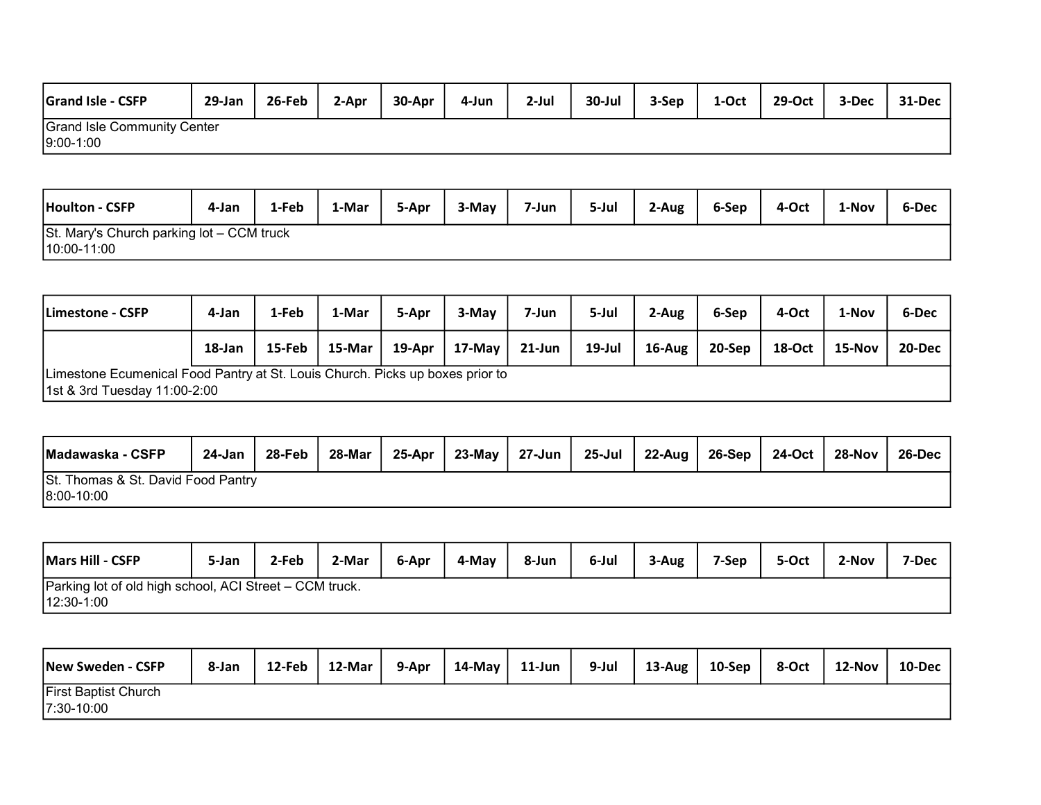| Grand Isle - CSFP | 29-Jan | 26-Feb | 2-Apr | 30-Apr | 4-Jun | 2-Jul | 30-Jul | 3-Sep | 1-Oct | 29-Oct | 3-Dec | 31-Dec |
|---|---|---|---|---|---|---|---|---|---|---|---|---|
| Grand Isle Community Center<br>9:00-1:00 | | | | | | | | | | | | |

| Houlton - CSFP | 4-Jan | 1-Feb | 1-Mar | 5-Apr | 3-May | 7-Jun | 5-Jul | 2-Aug | 6-Sep | 4-Oct | 1-Nov | 6-Dec |
|---|---|---|---|---|---|---|---|---|---|---|---|---|
| St. Mary's Church parking lot – CCM truck<br>10:00-11:00 | | | | | | | | | | | | |

| Limestone - CSFP | 4-Jan | 1-Feb | 1-Mar | 5-Apr | 3-May | 7-Jun | 5-Jul | 2-Aug | 6-Sep | 4-Oct | 1-Nov | 6-Dec |
|---|---|---|---|---|---|---|---|---|---|---|---|---|
| | 18-Jan | 15-Feb | 15-Mar | 19-Apr | 17-May | 21-Jun | 19-Jul | 16-Aug | 20-Sep | 18-Oct | 15-Nov | 20-Dec |
| Limestone Ecumenical Food Pantry at St. Louis Church. Picks up boxes prior to<br>1st & 3rd Tuesday 11:00-2:00 | | | | | | | | | | | | |

| Madawaska - CSFP | 24-Jan | 28-Feb | 28-Mar | 25-Apr | 23-May | 27-Jun | 25-Jul | 22-Aug | 26-Sep | 24-Oct | 28-Nov | 26-Dec |
|---|---|---|---|---|---|---|---|---|---|---|---|---|
| St. Thomas & St. David Food Pantry<br>8:00-10:00 | | | | | | | | | | | | |

| Mars Hill - CSFP | 5-Jan | 2-Feb | 2-Mar | 6-Apr | 4-May | 8-Jun | 6-Jul | 3-Aug | 7-Sep | 5-Oct | 2-Nov | 7-Dec |
|---|---|---|---|---|---|---|---|---|---|---|---|---|
| Parking lot of old high school, ACI Street – CCM truck.<br>12:30-1:00 | | | | | | | | | | | | |

| New Sweden - CSFP | 8-Jan | 12-Feb | 12-Mar | 9-Apr | 14-May | 11-Jun | 9-Jul | 13-Aug | 10-Sep | 8-Oct | 12-Nov | 10-Dec |
|---|---|---|---|---|---|---|---|---|---|---|---|---|
| First Baptist Church<br>7:30-10:00 | | | | | | | | | | | | |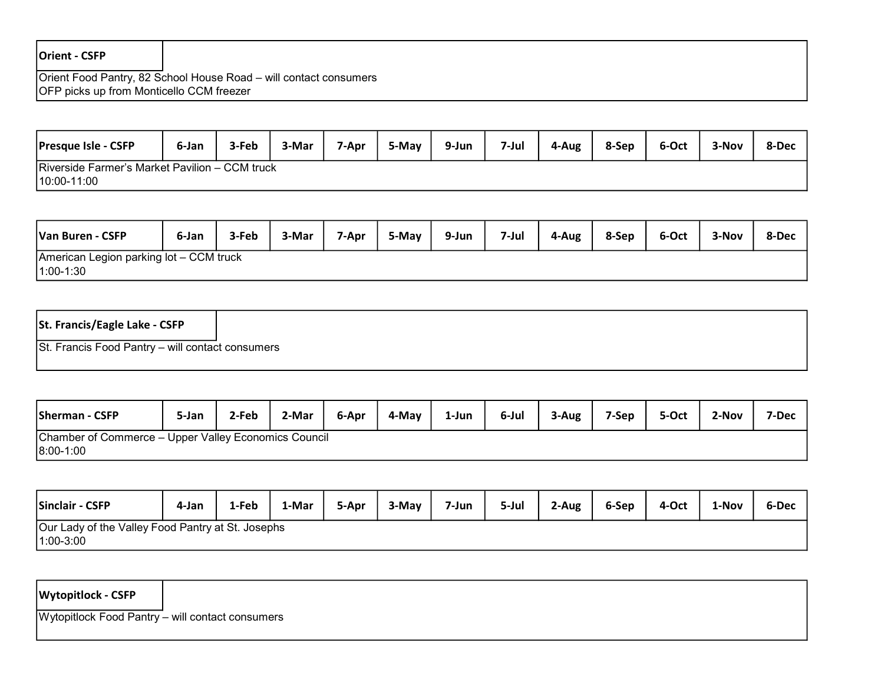| Orient - CSFP |
|---|
| Orient Food Pantry, 82 School House Road – will contact consumers<br>OFP picks up from Monticello CCM freezer |

| Presque Isle - CSFP | 6-Jan | 3-Feb | 3-Mar | 7-Apr | 5-May | 9-Jun | 7-Jul | 4-Aug | 8-Sep | 6-Oct | 3-Nov | 8-Dec |
|---|---|---|---|---|---|---|---|---|---|---|---|---|
| Riverside Farmer's Market Pavilion – CCM truck<br>10:00-11:00 | | | | | | | | | | | | |

| Van Buren - CSFP | 6-Jan | 3-Feb | 3-Mar | 7-Apr | 5-May | 9-Jun | 7-Jul | 4-Aug | 8-Sep | 6-Oct | 3-Nov | 8-Dec |
|---|---|---|---|---|---|---|---|---|---|---|---|---|
| American Legion parking lot – CCM truck<br>1:00-1:30 | | | | | | | | | | | | |

| St. Francis/Eagle Lake - CSFP |
|---|
| St. Francis Food Pantry – will contact consumers |

| Sherman - CSFP | 5-Jan | 2-Feb | 2-Mar | 6-Apr | 4-May | 1-Jun | 6-Jul | 3-Aug | 7-Sep | 5-Oct | 2-Nov | 7-Dec |
|---|---|---|---|---|---|---|---|---|---|---|---|---|
| Chamber of Commerce – Upper Valley Economics Council<br>8:00-1:00 | | | | | | | | | | | | |

| Sinclair - CSFP | 4-Jan | 1-Feb | 1-Mar | 5-Apr | 3-May | 7-Jun | 5-Jul | 2-Aug | 6-Sep | 4-Oct | 1-Nov | 6-Dec |
|---|---|---|---|---|---|---|---|---|---|---|---|---|
| Our Lady of the Valley Food Pantry at St. Josephs<br>1:00-3:00 | | | | | | | | | | | | |

| Wytopitlock - CSFP |
|---|
| Wytopitlock Food Pantry – will contact consumers |